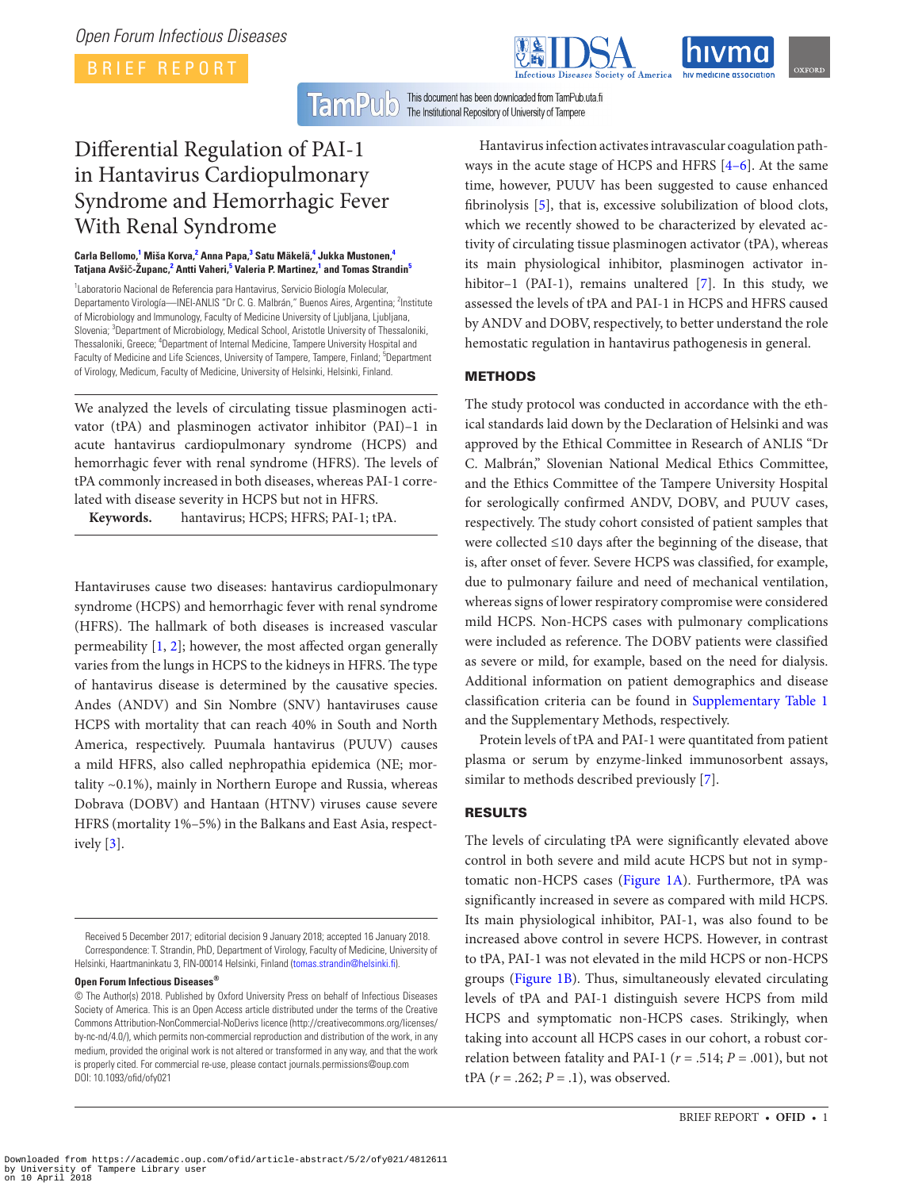# Differential Regulation of PAI-1 in Hantavirus Cardiopulmonary Syndrome and Hemorrhagic Fever With Renal Syndrome

**Carla Bellomo,[1] Miša Korva,[2] Anna Papa,[3] Satu Mäkelä,[4] Jukka Mustonen,[4] Tatjana Avšič-Županc,[2] Antti Vaheri,[5] Valeria P. Martinez,[1] and Tomas Strandin[5]**

[1]Laboratorio Nacional de Referencia para Hantavirus, Servicio Biología Molecular, Departamento Virología—INEI-ANLIS "Dr C. G. Malbrán," Buenos Aires, Argentina; [2]Institute of Microbiology and Immunology, Faculty of Medicine University of Ljubljana, Ljubljana, Slovenia; [3]Department of Microbiology, Medical School, Aristotle University of Thessaloniki, Thessaloniki, Greece; [4]Department of Internal Medicine, Tampere University Hospital and Faculty of Medicine and Life Sciences, University of Tampere, Tampere, Finland; [5]Department of Virology, Medicum, Faculty of Medicine, University of Helsinki, Helsinki, Finland.

We analyzed the levels of circulating tissue plasminogen activator (tPA) and plasminogen activator inhibitor (PAI)–1 in acute hantavirus cardiopulmonary syndrome (HCPS) and hemorrhagic fever with renal syndrome (HFRS). The levels of tPA commonly increased in both diseases, whereas PAI-1 correlated with disease severity in HCPS but not in HFRS.

**Keywords.** hantavirus; HCPS; HFRS; PAI-1; tPA.

Hantaviruses cause two diseases: hantavirus cardiopulmonary syndrome (HCPS) and hemorrhagic fever with renal syndrome (HFRS). The hallmark of both diseases is increased vascular permeability [1, 2]; however, the most affected organ generally varies from the lungs in HCPS to the kidneys in HFRS. The type of hantavirus disease is determined by the causative species. Andes (ANDV) and Sin Nombre (SNV) hantaviruses cause HCPS with mortality that can reach 40% in South and North America, respectively. Puumala hantavirus (PUUV) causes a mild HFRS, also called nephropathia epidemica (NE; mortality ~0.1%), mainly in Northern Europe and Russia, whereas Dobrava (DOBV) and Hantaan (HTNV) viruses cause severe HFRS (mortality 1%–5%) in the Balkans and East Asia, respectively [3].

Hantavirus infection activates intravascular coagulation pathways in the acute stage of HCPS and HFRS [4–6]. At the same time, however, PUUV has been suggested to cause enhanced fibrinolysis [5], that is, excessive solubilization of blood clots, which we recently showed to be characterized by elevated activity of circulating tissue plasminogen activator (tPA), whereas its main physiological inhibitor, plasminogen activator inhibitor–1 (PAI-1), remains unaltered [7]. In this study, we assessed the levels of tPA and PAI-1 in HCPS and HFRS caused by ANDV and DOBV, respectively, to better understand the role hemostatic regulation in hantavirus pathogenesis in general.

## METHODS

The study protocol was conducted in accordance with the ethical standards laid down by the Declaration of Helsinki and was approved by the Ethical Committee in Research of ANLIS "Dr C. Malbrán," Slovenian National Medical Ethics Committee, and the Ethics Committee of the Tampere University Hospital for serologically confirmed ANDV, DOBV, and PUUV cases, respectively. The study cohort consisted of patient samples that were collected ≤10 days after the beginning of the disease, that is, after onset of fever. Severe HCPS was classified, for example, due to pulmonary failure and need of mechanical ventilation, whereas signs of lower respiratory compromise were considered mild HCPS. Non-HCPS cases with pulmonary complications were included as reference. The DOBV patients were classified as severe or mild, for example, based on the need for dialysis. Additional information on patient demographics and disease classification criteria can be found in Supplementary Table 1 and the Supplementary Methods, respectively.

Protein levels of tPA and PAI-1 were quantitated from patient plasma or serum by enzyme-linked immunosorbent assays, similar to methods described previously [7].

## RESULTS

The levels of circulating tPA were significantly elevated above control in both severe and mild acute HCPS but not in symptomatic non-HCPS cases (Figure 1A). Furthermore, tPA was significantly increased in severe as compared with mild HCPS. Its main physiological inhibitor, PAI-1, was also found to be increased above control in severe HCPS. However, in contrast to tPA, PAI-1 was not elevated in the mild HCPS or non-HCPS groups (Figure 1B). Thus, simultaneously elevated circulating levels of tPA and PAI-1 distinguish severe HCPS from mild HCPS and symptomatic non-HCPS cases. Strikingly, when taking into account all HCPS cases in our cohort, a robust correlation between fatality and PAI-1 ($r$ = .514; $P$ = .001), but not tPA ($r$ = .262; $P$ = .1), was observed.

Received 5 December 2017; editorial decision 9 January 2018; accepted 16 January 2018.

Correspondence: T. Strandin, PhD, Department of Virology, Faculty of Medicine, University of Helsinki, Haartmaninkatu 3, FIN-00014 Helsinki, Finland (tomas.strandin@helsinki.fi).

**Open Forum Infectious Diseases®**

© The Author(s) 2018. Published by Oxford University Press on behalf of Infectious Diseases Society of America. This is an Open Access article distributed under the terms of the Creative Commons Attribution-NonCommercial-NoDerivs licence (http://creativecommons.org/licenses/by-nc-nd/4.0/), which permits non-commercial reproduction and distribution of the work, in any medium, provided the original work is not altered or transformed in any way, and that the work is properly cited. For commercial re-use, please contact journals.permissions@oup.com

DOI: 10.1093/ofid/ofy021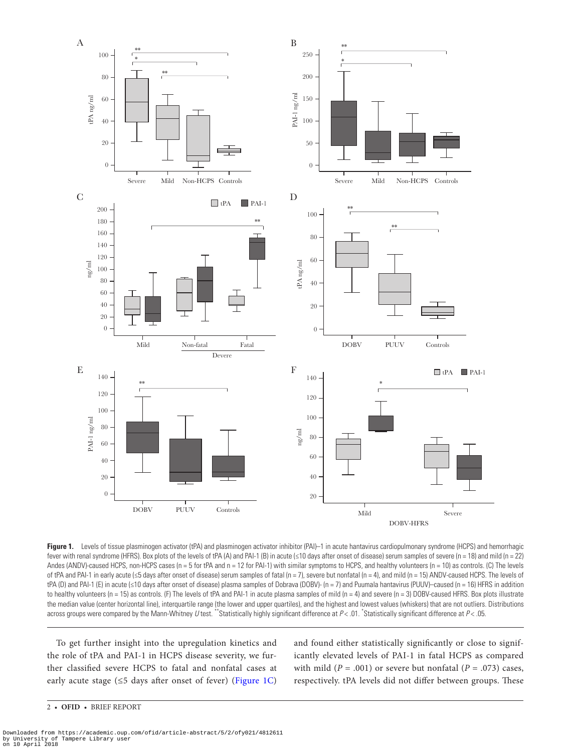**Figure 1.** Levels of tissue plasminogen activator (tPA) and plasminogen activator inhibitor (PAI)–1 in acute hantavirus cardiopulmonary syndrome (HCPS) and hemorrhagic fever with renal syndrome (HFRS). Box plots of the levels of tPA (A) and PAI-1 (B) in acute (≤10 days after onset of disease) serum samples of severe (n = 18) and mild (n = 22) Andes (ANDV)-caused HCPS, non-HCPS cases (n = 5 for tPA and n = 12 for PAI-1) with similar symptoms to HCPS, and healthy volunteers (n = 10) as controls. (C) The levels of tPA and PAI-1 in early acute (≤5 days after onset of disease) serum samples of fatal (n = 7), severe but nonfatal (n = 4), and mild (n = 15) ANDV-caused HCPS. The levels of tPA (D) and PAI-1 (E) in acute (≤10 days after onset of disease) plasma samples of Dobrava (DOBV)- (n = 7) and Puumala hantavirus (PUUV)–caused (n = 16) HFRS in addition to healthy volunteers (n = 15) as controls. (F) The levels of tPA and PAI-1 in acute plasma samples of mild (n = 4) and severe (n = 3) DOBV-caused HFRS. Box plots illustrate the median value (center horizontal line), interquartile range (the lower and upper quartiles), and the highest and lowest values (whiskers) that are not outliers. Distributions across groups were compared by the Mann-Whitney *U* test. **Statistically highly significant difference at $P < .01$. *Statistically significant difference at $P < .05$.

To get further insight into the upregulation kinetics and the role of tPA and PAI-1 in HCPS disease severity, we further classified severe HCPS to fatal and nonfatal cases at early acute stage (≤5 days after onset of fever) (Figure 1C) and found either statistically significantly or close to significantly elevated levels of PAI-1 in fatal HCPS as compared with mild ($P = .001$) or severe but nonfatal ($P = .073$) cases, respectively. tPA levels did not differ between groups. These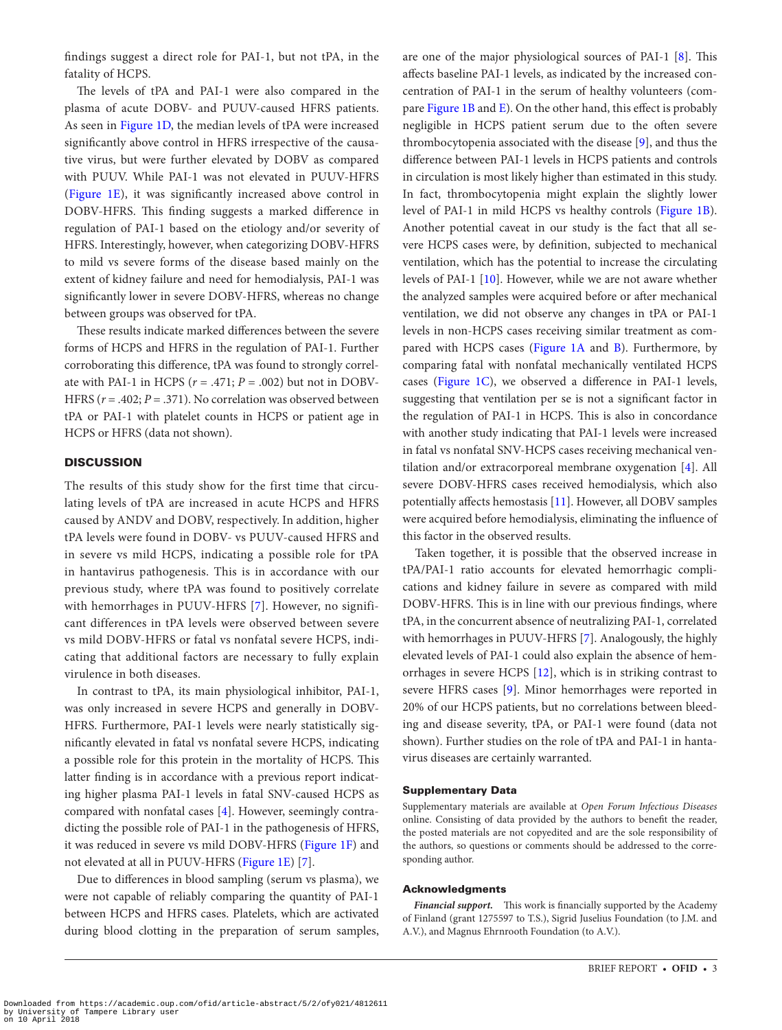findings suggest a direct role for PAI-1, but not tPA, in the fatality of HCPS.

The levels of tPA and PAI-1 were also compared in the plasma of acute DOBV- and PUUV-caused HFRS patients. As seen in Figure 1D, the median levels of tPA were increased significantly above control in HFRS irrespective of the causative virus, but were further elevated by DOBV as compared with PUUV. While PAI-1 was not elevated in PUUV-HFRS (Figure 1E), it was significantly increased above control in DOBV-HFRS. This finding suggests a marked difference in regulation of PAI-1 based on the etiology and/or severity of HFRS. Interestingly, however, when categorizing DOBV-HFRS to mild vs severe forms of the disease based mainly on the extent of kidney failure and need for hemodialysis, PAI-1 was significantly lower in severe DOBV-HFRS, whereas no change between groups was observed for tPA.

These results indicate marked differences between the severe forms of HCPS and HFRS in the regulation of PAI-1. Further corroborating this difference, tPA was found to strongly correlate with PAI-1 in HCPS ($r = .471$; $P = .002$) but not in DOBV-HFRS ($r = .402$; $P = .371$). No correlation was observed between tPA or PAI-1 with platelet counts in HCPS or patient age in HCPS or HFRS (data not shown).

## DISCUSSION

The results of this study show for the first time that circulating levels of tPA are increased in acute HCPS and HFRS caused by ANDV and DOBV, respectively. In addition, higher tPA levels were found in DOBV- vs PUUV-caused HFRS and in severe vs mild HCPS, indicating a possible role for tPA in hantavirus pathogenesis. This is in accordance with our previous study, where tPA was found to positively correlate with hemorrhages in PUUV-HFRS [7]. However, no significant differences in tPA levels were observed between severe vs mild DOBV-HFRS or fatal vs nonfatal severe HCPS, indicating that additional factors are necessary to fully explain virulence in both diseases.

In contrast to tPA, its main physiological inhibitor, PAI-1, was only increased in severe HCPS and generally in DOBV-HFRS. Furthermore, PAI-1 levels were nearly statistically significantly elevated in fatal vs nonfatal severe HCPS, indicating a possible role for this protein in the mortality of HCPS. This latter finding is in accordance with a previous report indicating higher plasma PAI-1 levels in fatal SNV-caused HCPS as compared with nonfatal cases [4]. However, seemingly contradicting the possible role of PAI-1 in the pathogenesis of HFRS, it was reduced in severe vs mild DOBV-HFRS (Figure 1F) and not elevated at all in PUUV-HFRS (Figure 1E) [7].

Due to differences in blood sampling (serum vs plasma), we were not capable of reliably comparing the quantity of PAI-1 between HCPS and HFRS cases. Platelets, which are activated during blood clotting in the preparation of serum samples, are one of the major physiological sources of PAI-1 [8]. This affects baseline PAI-1 levels, as indicated by the increased concentration of PAI-1 in the serum of healthy volunteers (compare Figure 1B and E). On the other hand, this effect is probably negligible in HCPS patient serum due to the often severe thrombocytopenia associated with the disease [9], and thus the difference between PAI-1 levels in HCPS patients and controls in circulation is most likely higher than estimated in this study. In fact, thrombocytopenia might explain the slightly lower level of PAI-1 in mild HCPS vs healthy controls (Figure 1B). Another potential caveat in our study is the fact that all severe HCPS cases were, by definition, subjected to mechanical ventilation, which has the potential to increase the circulating levels of PAI-1 [10]. However, while we are not aware whether the analyzed samples were acquired before or after mechanical ventilation, we did not observe any changes in tPA or PAI-1 levels in non-HCPS cases receiving similar treatment as compared with HCPS cases (Figure 1A and B). Furthermore, by comparing fatal with nonfatal mechanically ventilated HCPS cases (Figure 1C), we observed a difference in PAI-1 levels, suggesting that ventilation per se is not a significant factor in the regulation of PAI-1 in HCPS. This is also in concordance with another study indicating that PAI-1 levels were increased in fatal vs nonfatal SNV-HCPS cases receiving mechanical ventilation and/or extracorporeal membrane oxygenation [4]. All severe DOBV-HFRS cases received hemodialysis, which also potentially affects hemostasis [11]. However, all DOBV samples were acquired before hemodialysis, eliminating the influence of this factor in the observed results.

Taken together, it is possible that the observed increase in tPA/PAI-1 ratio accounts for elevated hemorrhagic complications and kidney failure in severe as compared with mild DOBV-HFRS. This is in line with our previous findings, where tPA, in the concurrent absence of neutralizing PAI-1, correlated with hemorrhages in PUUV-HFRS [7]. Analogously, the highly elevated levels of PAI-1 could also explain the absence of hemorrhages in severe HCPS [12], which is in striking contrast to severe HFRS cases [9]. Minor hemorrhages were reported in 20% of our HCPS patients, but no correlations between bleeding and disease severity, tPA, or PAI-1 were found (data not shown). Further studies on the role of tPA and PAI-1 in hantavirus diseases are certainly warranted.

### Supplementary Data

Supplementary materials are available at *Open Forum Infectious Diseases* online. Consisting of data provided by the authors to benefit the reader, the posted materials are not copyedited and are the sole responsibility of the authors, so questions or comments should be addressed to the corresponding author.

### Acknowledgments

***Financial support.*** This work is financially supported by the Academy of Finland (grant 1275597 to T.S.), Sigrid Juselius Foundation (to J.M. and A.V.), and Magnus Ehrnrooth Foundation (to A.V.).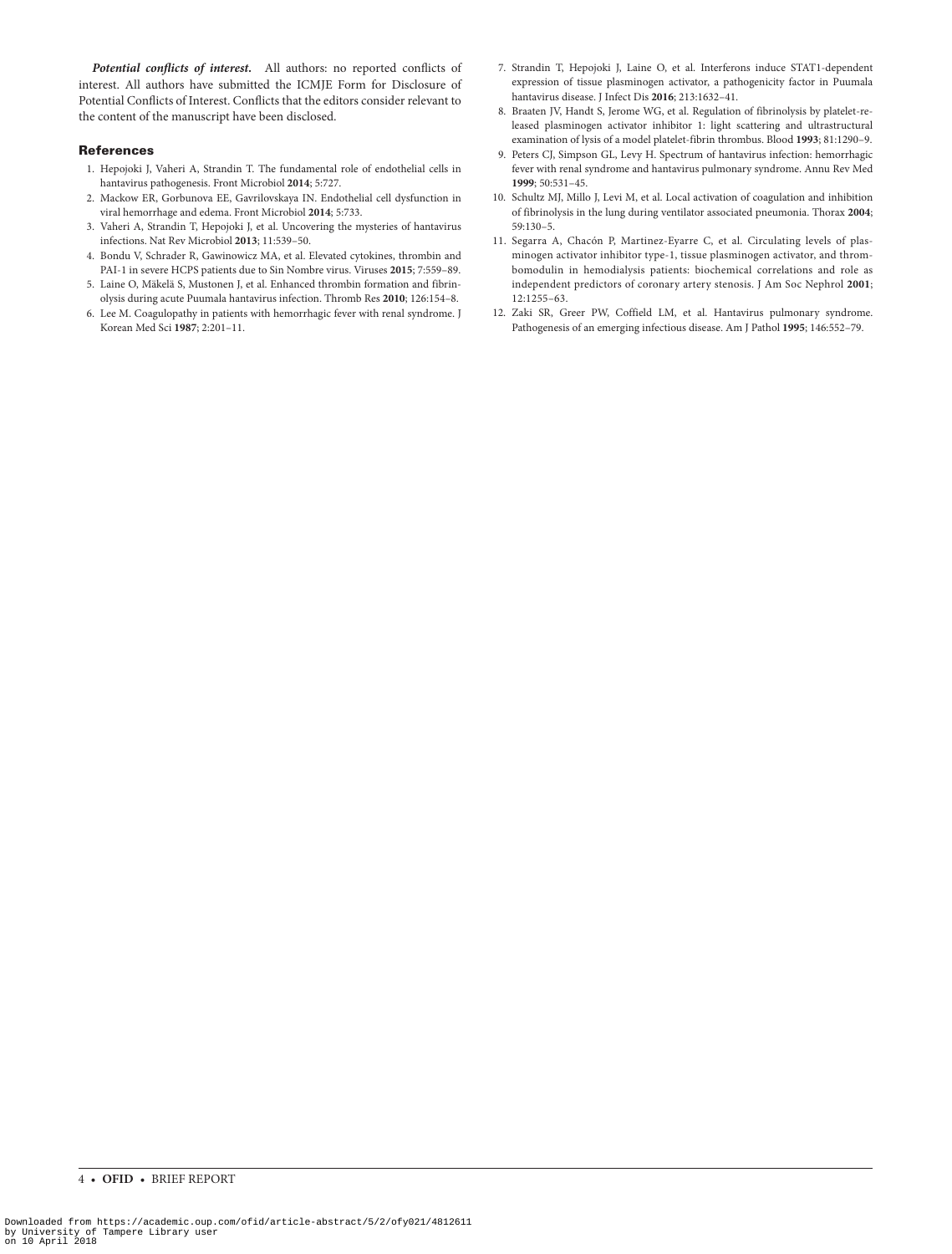***Potential conflicts of interest.*** All authors: no reported conflicts of interest. All authors have submitted the ICMJE Form for Disclosure of Potential Conflicts of Interest. Conflicts that the editors consider relevant to the content of the manuscript have been disclosed.

## References

1. Hepojoki J, Vaheri A, Strandin T. The fundamental role of endothelial cells in hantavirus pathogenesis. Front Microbiol **2014**; 5:727.
2. Mackow ER, Gorbunova EE, Gavrilovskaya IN. Endothelial cell dysfunction in viral hemorrhage and edema. Front Microbiol **2014**; 5:733.
3. Vaheri A, Strandin T, Hepojoki J, et al. Uncovering the mysteries of hantavirus infections. Nat Rev Microbiol **2013**; 11:539–50.
4. Bondu V, Schrader R, Gawinowicz MA, et al. Elevated cytokines, thrombin and PAI-1 in severe HCPS patients due to Sin Nombre virus. Viruses **2015**; 7:559–89.
5. Laine O, Mäkelä S, Mustonen J, et al. Enhanced thrombin formation and fibrinolysis during acute Puumala hantavirus infection. Thromb Res **2010**; 126:154–8.
6. Lee M. Coagulopathy in patients with hemorrhagic fever with renal syndrome. J Korean Med Sci **1987**; 2:201–11.
7. Strandin T, Hepojoki J, Laine O, et al. Interferons induce STAT1-dependent expression of tissue plasminogen activator, a pathogenicity factor in Puumala hantavirus disease. J Infect Dis **2016**; 213:1632–41.
8. Braaten JV, Handt S, Jerome WG, et al. Regulation of fibrinolysis by platelet-released plasminogen activator inhibitor 1: light scattering and ultrastructural examination of lysis of a model platelet-fibrin thrombus. Blood **1993**; 81:1290–9.
9. Peters CJ, Simpson GL, Levy H. Spectrum of hantavirus infection: hemorrhagic fever with renal syndrome and hantavirus pulmonary syndrome. Annu Rev Med **1999**; 50:531–45.
10. Schultz MJ, Millo J, Levi M, et al. Local activation of coagulation and inhibition of fibrinolysis in the lung during ventilator associated pneumonia. Thorax **2004**; 59:130–5.
11. Segarra A, Chacón P, Martinez-Eyarre C, et al. Circulating levels of plasminogen activator inhibitor type-1, tissue plasminogen activator, and thrombomodulin in hemodialysis patients: biochemical correlations and role as independent predictors of coronary artery stenosis. J Am Soc Nephrol **2001**; 12:1255–63.
12. Zaki SR, Greer PW, Coffield LM, et al. Hantavirus pulmonary syndrome. Pathogenesis of an emerging infectious disease. Am J Pathol **1995**; 146:552–79.